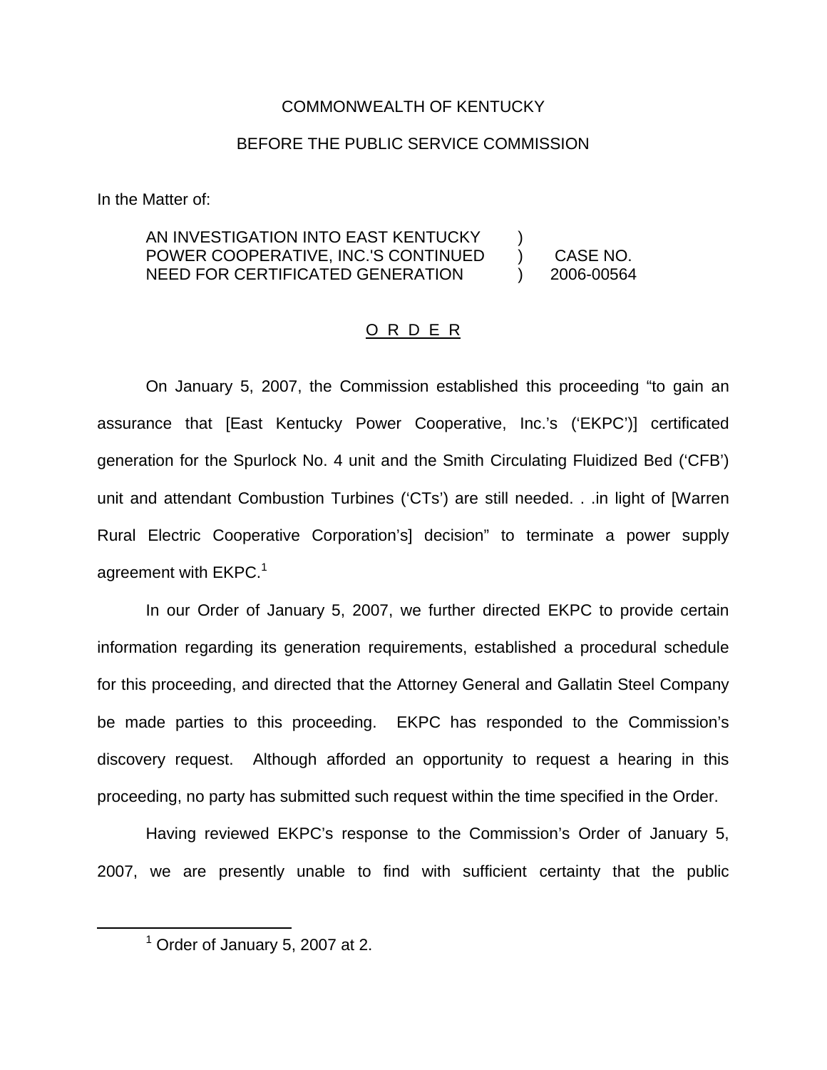COMMONWEALTH OF KENTUCKY

BEFORE THE PUBLIC SERVICE COMMISSION

In the Matter of:

| | | |
|---|---|---|
| AN INVESTIGATION INTO EAST KENTUCKY | ) | |
| POWER COOPERATIVE, INC.'S CONTINUED | ) | CASE NO. |
| NEED FOR CERTIFICATED GENERATION | ) | 2006-00564 |

O R D E R

On January 5, 2007, the Commission established this proceeding "to gain an assurance that [East Kentucky Power Cooperative, Inc.'s ('EKPC')] certificated generation for the Spurlock No. 4 unit and the Smith Circulating Fluidized Bed ('CFB') unit and attendant Combustion Turbines ('CTs') are still needed. . .in light of [Warren Rural Electric Cooperative Corporation's] decision" to terminate a power supply agreement with EKPC.[1]

In our Order of January 5, 2007, we further directed EKPC to provide certain information regarding its generation requirements, established a procedural schedule for this proceeding, and directed that the Attorney General and Gallatin Steel Company be made parties to this proceeding. EKPC has responded to the Commission's discovery request. Although afforded an opportunity to request a hearing in this proceeding, no party has submitted such request within the time specified in the Order.

Having reviewed EKPC's response to the Commission's Order of January 5, 2007, we are presently unable to find with sufficient certainty that the public

[1] Order of January 5, 2007 at 2.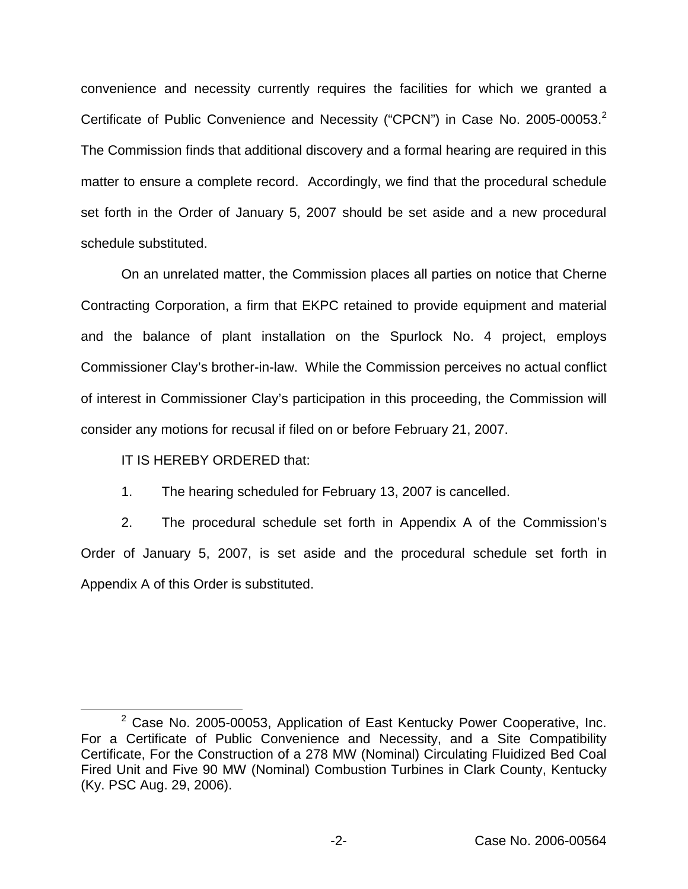convenience and necessity currently requires the facilities for which we granted a Certificate of Public Convenience and Necessity ("CPCN") in Case No. 2005-00053.[2] The Commission finds that additional discovery and a formal hearing are required in this matter to ensure a complete record. Accordingly, we find that the procedural schedule set forth in the Order of January 5, 2007 should be set aside and a new procedural schedule substituted.

On an unrelated matter, the Commission places all parties on notice that Cherne Contracting Corporation, a firm that EKPC retained to provide equipment and material and the balance of plant installation on the Spurlock No. 4 project, employs Commissioner Clay's brother-in-law. While the Commission perceives no actual conflict of interest in Commissioner Clay's participation in this proceeding, the Commission will consider any motions for recusal if filed on or before February 21, 2007.

IT IS HEREBY ORDERED that:

1. The hearing scheduled for February 13, 2007 is cancelled.

2. The procedural schedule set forth in Appendix A of the Commission's Order of January 5, 2007, is set aside and the procedural schedule set forth in Appendix A of this Order is substituted.

---

[2] Case No. 2005-00053, Application of East Kentucky Power Cooperative, Inc. For a Certificate of Public Convenience and Necessity, and a Site Compatibility Certificate, For the Construction of a 278 MW (Nominal) Circulating Fluidized Bed Coal Fired Unit and Five 90 MW (Nominal) Combustion Turbines in Clark County, Kentucky (Ky. PSC Aug. 29, 2006).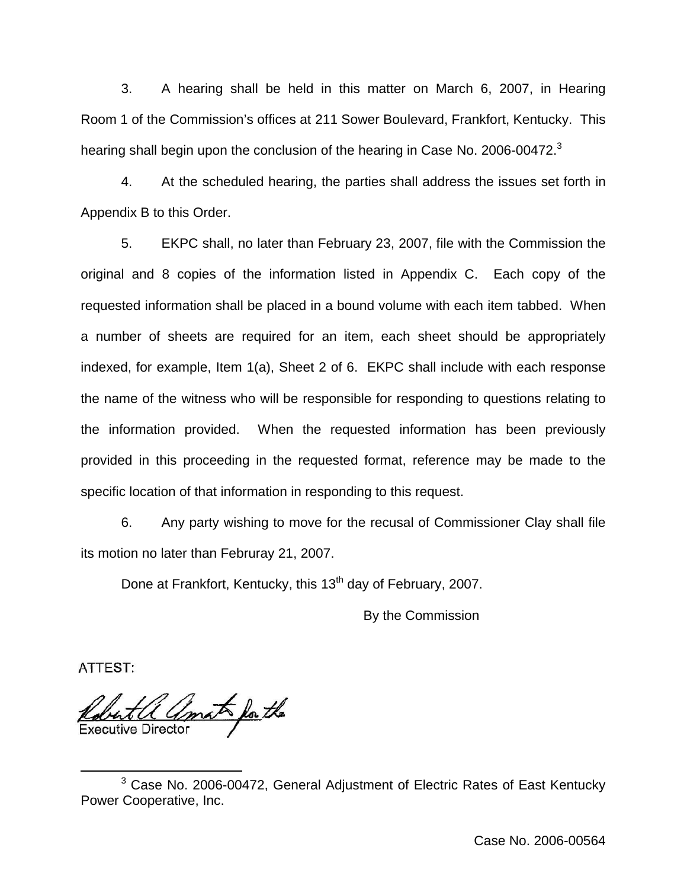3. A hearing shall be held in this matter on March 6, 2007, in Hearing Room 1 of the Commission's offices at 211 Sower Boulevard, Frankfort, Kentucky. This hearing shall begin upon the conclusion of the hearing in Case No. 2006-00472.[3]

4. At the scheduled hearing, the parties shall address the issues set forth in Appendix B to this Order.

5. EKPC shall, no later than February 23, 2007, file with the Commission the original and 8 copies of the information listed in Appendix C. Each copy of the requested information shall be placed in a bound volume with each item tabbed. When a number of sheets are required for an item, each sheet should be appropriately indexed, for example, Item 1(a), Sheet 2 of 6. EKPC shall include with each response the name of the witness who will be responsible for responding to questions relating to the information provided. When the requested information has been previously provided in this proceeding in the requested format, reference may be made to the specific location of that information in responding to this request.

6. Any party wishing to move for the recusal of Commissioner Clay shall file its motion no later than Februray 21, 2007.

Done at Frankfort, Kentucky, this 13th day of February, 2007.

By the Commission

ATTEST:

Robert A. Amato for the
Executive Director

[3] Case No. 2006-00472, General Adjustment of Electric Rates of East Kentucky Power Cooperative, Inc.

Case No. 2006-00564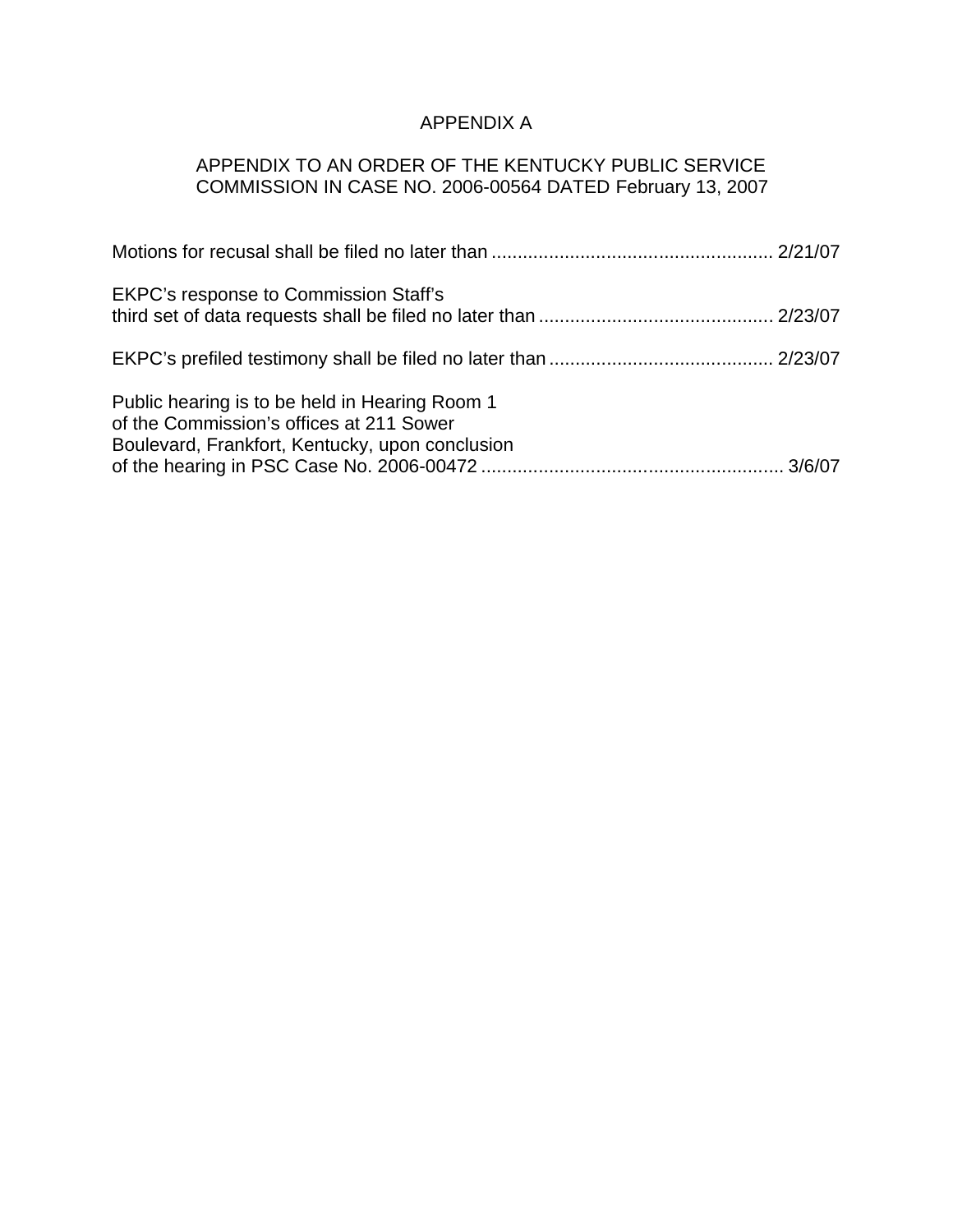# APPENDIX A

## APPENDIX TO AN ORDER OF THE KENTUCKY PUBLIC SERVICE COMMISSION IN CASE NO. 2006-00564 DATED February 13, 2007

Motions for recusal shall be filed no later than ...................................................... 2/21/07

EKPC's response to Commission Staff's
third set of data requests shall be filed no later than ............................................ 2/23/07

EKPC's prefiled testimony shall be filed no later than ........................................... 2/23/07

Public hearing is to be held in Hearing Room 1
of the Commission's offices at 211 Sower
Boulevard, Frankfort, Kentucky, upon conclusion
of the hearing in PSC Case No. 2006-00472 .......................................................... 3/6/07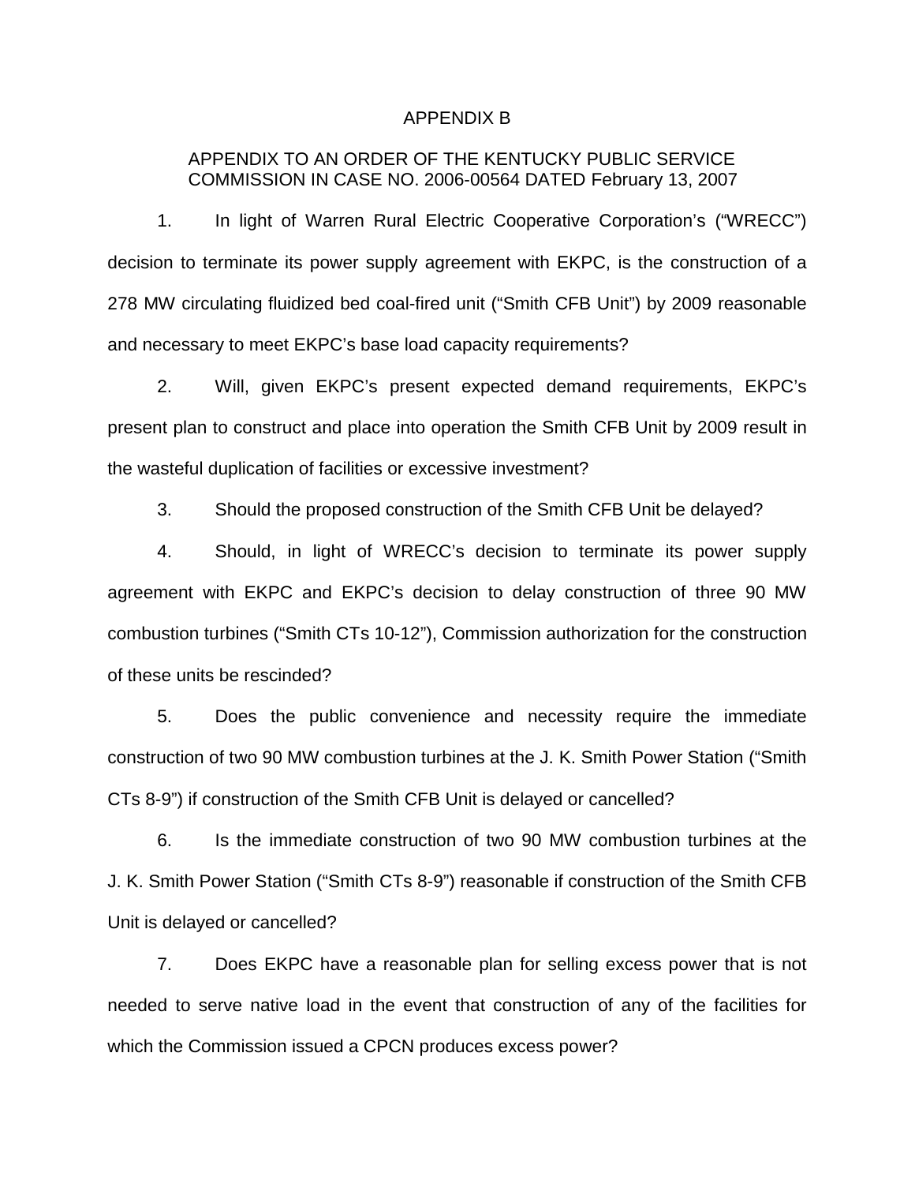# APPENDIX B

APPENDIX TO AN ORDER OF THE KENTUCKY PUBLIC SERVICE COMMISSION IN CASE NO. 2006-00564 DATED February 13, 2007

1. In light of Warren Rural Electric Cooperative Corporation's ("WRECC") decision to terminate its power supply agreement with EKPC, is the construction of a 278 MW circulating fluidized bed coal-fired unit ("Smith CFB Unit") by 2009 reasonable and necessary to meet EKPC's base load capacity requirements?

2. Will, given EKPC's present expected demand requirements, EKPC's present plan to construct and place into operation the Smith CFB Unit by 2009 result in the wasteful duplication of facilities or excessive investment?

3. Should the proposed construction of the Smith CFB Unit be delayed?

4. Should, in light of WRECC's decision to terminate its power supply agreement with EKPC and EKPC's decision to delay construction of three 90 MW combustion turbines ("Smith CTs 10-12"), Commission authorization for the construction of these units be rescinded?

5. Does the public convenience and necessity require the immediate construction of two 90 MW combustion turbines at the J. K. Smith Power Station ("Smith CTs 8-9") if construction of the Smith CFB Unit is delayed or cancelled?

6. Is the immediate construction of two 90 MW combustion turbines at the J. K. Smith Power Station ("Smith CTs 8-9") reasonable if construction of the Smith CFB Unit is delayed or cancelled?

7. Does EKPC have a reasonable plan for selling excess power that is not needed to serve native load in the event that construction of any of the facilities for which the Commission issued a CPCN produces excess power?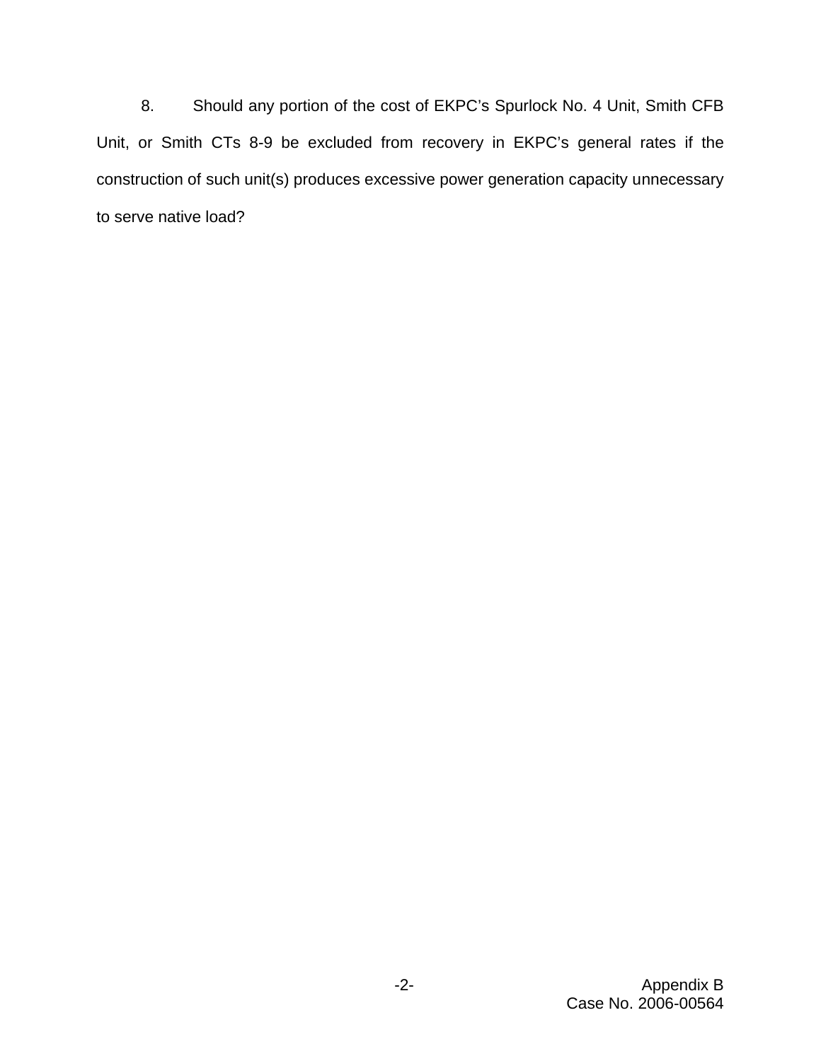8. Should any portion of the cost of EKPC's Spurlock No. 4 Unit, Smith CFB Unit, or Smith CTs 8-9 be excluded from recovery in EKPC's general rates if the construction of such unit(s) produces excessive power generation capacity unnecessary to serve native load?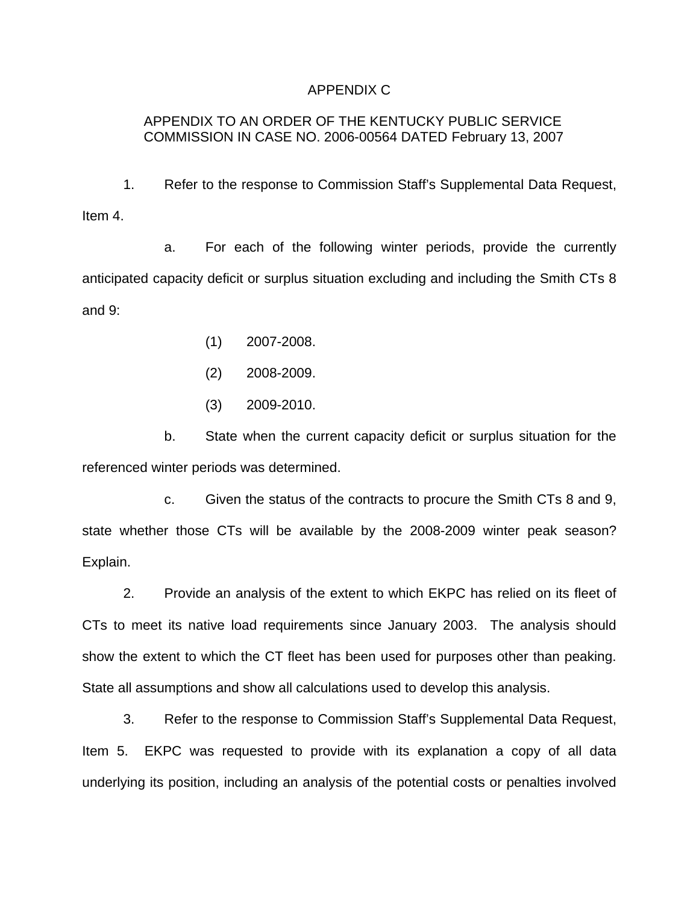APPENDIX C

APPENDIX TO AN ORDER OF THE KENTUCKY PUBLIC SERVICE COMMISSION IN CASE NO. 2006-00564 DATED February 13, 2007

1. Refer to the response to Commission Staff's Supplemental Data Request, Item 4.

   a. For each of the following winter periods, provide the currently anticipated capacity deficit or surplus situation excluding and including the Smith CTs 8 and 9:

      (1) 2007-2008.

      (2) 2008-2009.

      (3) 2009-2010.

   b. State when the current capacity deficit or surplus situation for the referenced winter periods was determined.

   c. Given the status of the contracts to procure the Smith CTs 8 and 9, state whether those CTs will be available by the 2008-2009 winter peak season? Explain.

2. Provide an analysis of the extent to which EKPC has relied on its fleet of CTs to meet its native load requirements since January 2003. The analysis should show the extent to which the CT fleet has been used for purposes other than peaking. State all assumptions and show all calculations used to develop this analysis.

3. Refer to the response to Commission Staff's Supplemental Data Request, Item 5. EKPC was requested to provide with its explanation a copy of all data underlying its position, including an analysis of the potential costs or penalties involved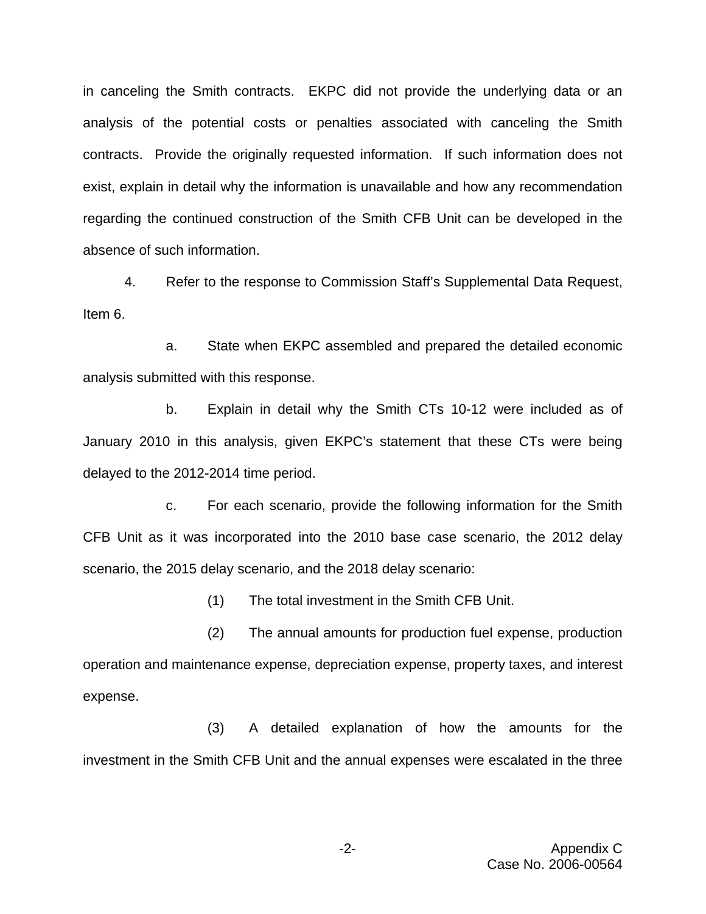in canceling the Smith contracts. EKPC did not provide the underlying data or an analysis of the potential costs or penalties associated with canceling the Smith contracts. Provide the originally requested information. If such information does not exist, explain in detail why the information is unavailable and how any recommendation regarding the continued construction of the Smith CFB Unit can be developed in the absence of such information.

4. Refer to the response to Commission Staff's Supplemental Data Request, Item 6.

a. State when EKPC assembled and prepared the detailed economic analysis submitted with this response.

b. Explain in detail why the Smith CTs 10-12 were included as of January 2010 in this analysis, given EKPC's statement that these CTs were being delayed to the 2012-2014 time period.

c. For each scenario, provide the following information for the Smith CFB Unit as it was incorporated into the 2010 base case scenario, the 2012 delay scenario, the 2015 delay scenario, and the 2018 delay scenario:

(1) The total investment in the Smith CFB Unit.

(2) The annual amounts for production fuel expense, production operation and maintenance expense, depreciation expense, property taxes, and interest expense.

(3) A detailed explanation of how the amounts for the investment in the Smith CFB Unit and the annual expenses were escalated in the three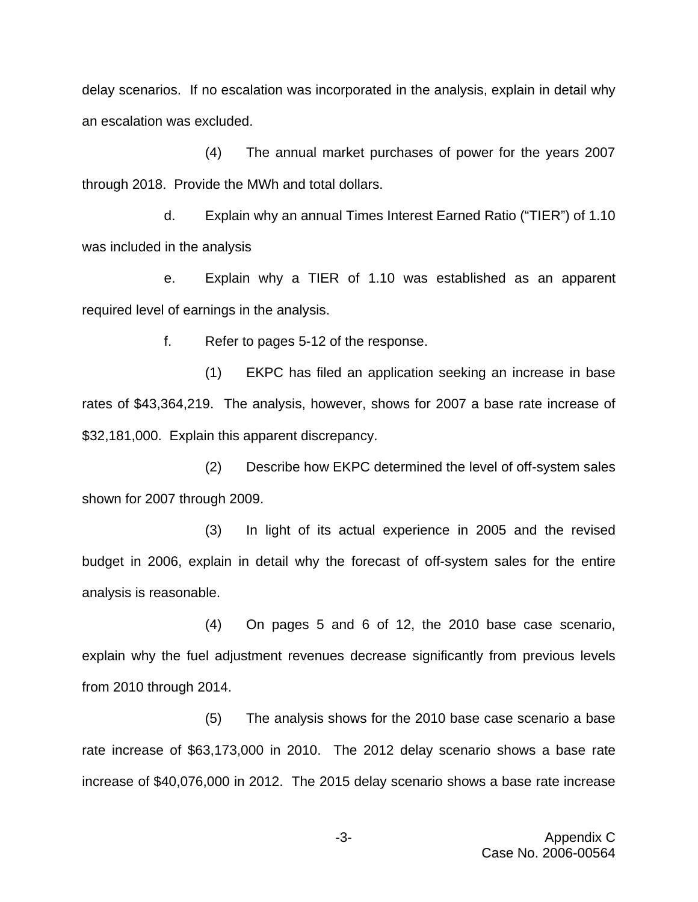delay scenarios. If no escalation was incorporated in the analysis, explain in detail why an escalation was excluded.

(4) The annual market purchases of power for the years 2007 through 2018. Provide the MWh and total dollars.

d. Explain why an annual Times Interest Earned Ratio ("TIER") of 1.10 was included in the analysis

e. Explain why a TIER of 1.10 was established as an apparent required level of earnings in the analysis.

f. Refer to pages 5-12 of the response.

(1) EKPC has filed an application seeking an increase in base rates of $43,364,219. The analysis, however, shows for 2007 a base rate increase of $32,181,000. Explain this apparent discrepancy.

(2) Describe how EKPC determined the level of off-system sales shown for 2007 through 2009.

(3) In light of its actual experience in 2005 and the revised budget in 2006, explain in detail why the forecast of off-system sales for the entire analysis is reasonable.

(4) On pages 5 and 6 of 12, the 2010 base case scenario, explain why the fuel adjustment revenues decrease significantly from previous levels from 2010 through 2014.

(5) The analysis shows for the 2010 base case scenario a base rate increase of $63,173,000 in 2010. The 2012 delay scenario shows a base rate increase of $40,076,000 in 2012. The 2015 delay scenario shows a base rate increase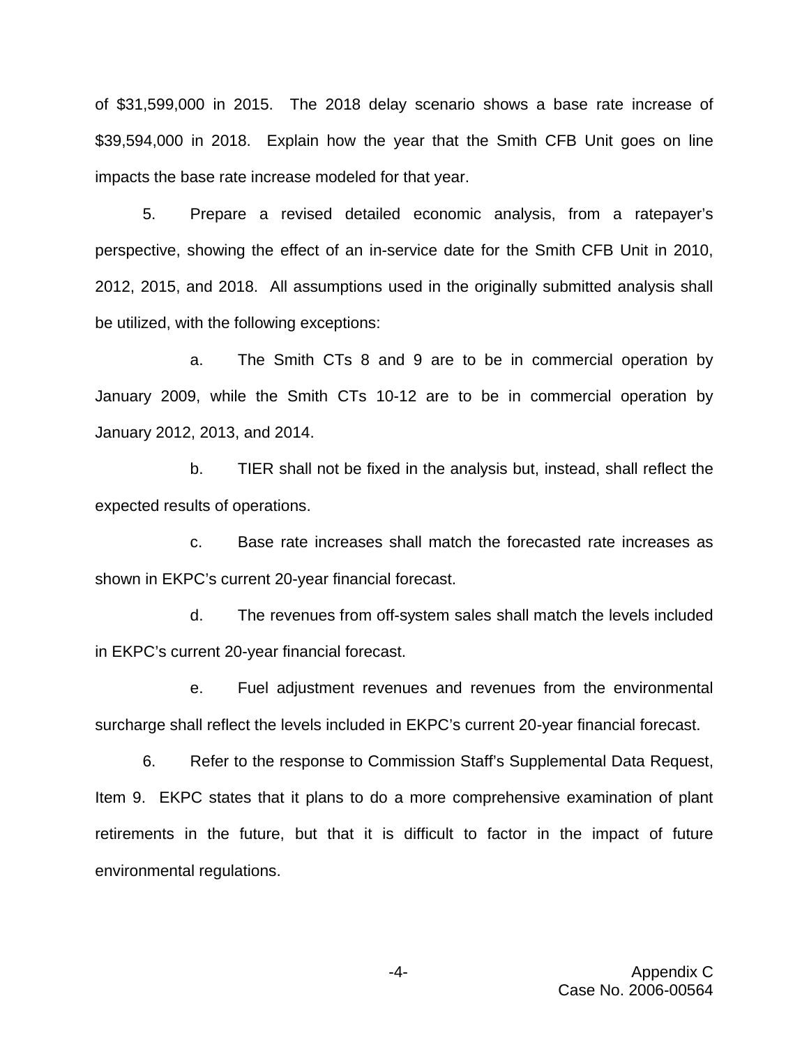of $31,599,000 in 2015. The 2018 delay scenario shows a base rate increase of $39,594,000 in 2018. Explain how the year that the Smith CFB Unit goes on line impacts the base rate increase modeled for that year.

5. Prepare a revised detailed economic analysis, from a ratepayer's perspective, showing the effect of an in-service date for the Smith CFB Unit in 2010, 2012, 2015, and 2018. All assumptions used in the originally submitted analysis shall be utilized, with the following exceptions:

a. The Smith CTs 8 and 9 are to be in commercial operation by January 2009, while the Smith CTs 10-12 are to be in commercial operation by January 2012, 2013, and 2014.

b. TIER shall not be fixed in the analysis but, instead, shall reflect the expected results of operations.

c. Base rate increases shall match the forecasted rate increases as shown in EKPC's current 20-year financial forecast.

d. The revenues from off-system sales shall match the levels included in EKPC's current 20-year financial forecast.

e. Fuel adjustment revenues and revenues from the environmental surcharge shall reflect the levels included in EKPC's current 20-year financial forecast.

6. Refer to the response to Commission Staff's Supplemental Data Request, Item 9. EKPC states that it plans to do a more comprehensive examination of plant retirements in the future, but that it is difficult to factor in the impact of future environmental regulations.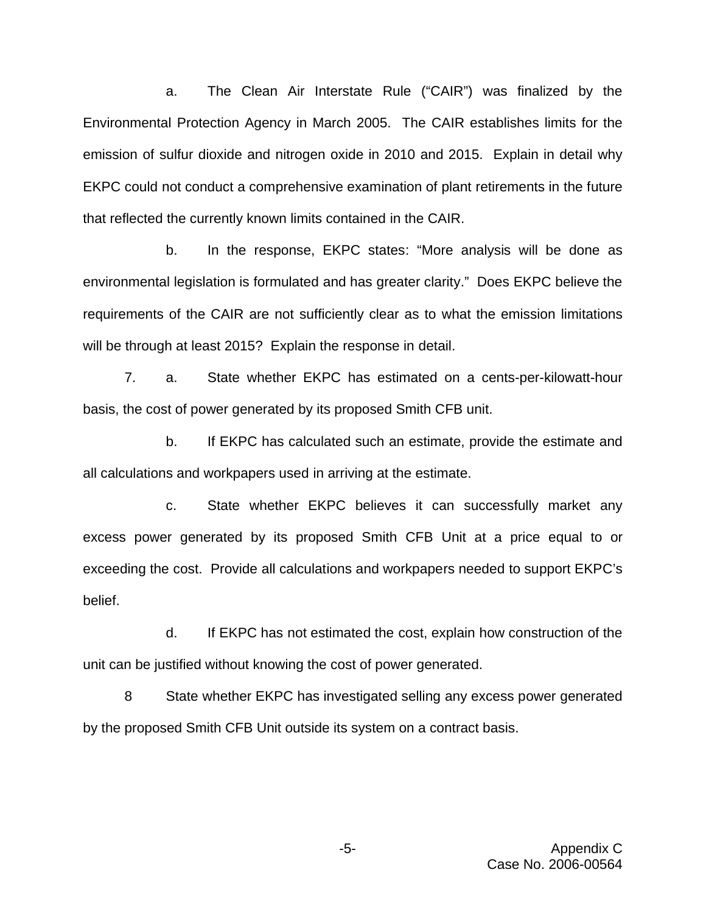a. The Clean Air Interstate Rule ("CAIR") was finalized by the Environmental Protection Agency in March 2005. The CAIR establishes limits for the emission of sulfur dioxide and nitrogen oxide in 2010 and 2015. Explain in detail why EKPC could not conduct a comprehensive examination of plant retirements in the future that reflected the currently known limits contained in the CAIR.

b. In the response, EKPC states: "More analysis will be done as environmental legislation is formulated and has greater clarity." Does EKPC believe the requirements of the CAIR are not sufficiently clear as to what the emission limitations will be through at least 2015? Explain the response in detail.

7. a. State whether EKPC has estimated on a cents-per-kilowatt-hour basis, the cost of power generated by its proposed Smith CFB unit.

b. If EKPC has calculated such an estimate, provide the estimate and all calculations and workpapers used in arriving at the estimate.

c. State whether EKPC believes it can successfully market any excess power generated by its proposed Smith CFB Unit at a price equal to or exceeding the cost. Provide all calculations and workpapers needed to support EKPC's belief.

d. If EKPC has not estimated the cost, explain how construction of the unit can be justified without knowing the cost of power generated.

8 State whether EKPC has investigated selling any excess power generated by the proposed Smith CFB Unit outside its system on a contract basis.

Appendix C
Case No. 2006-00564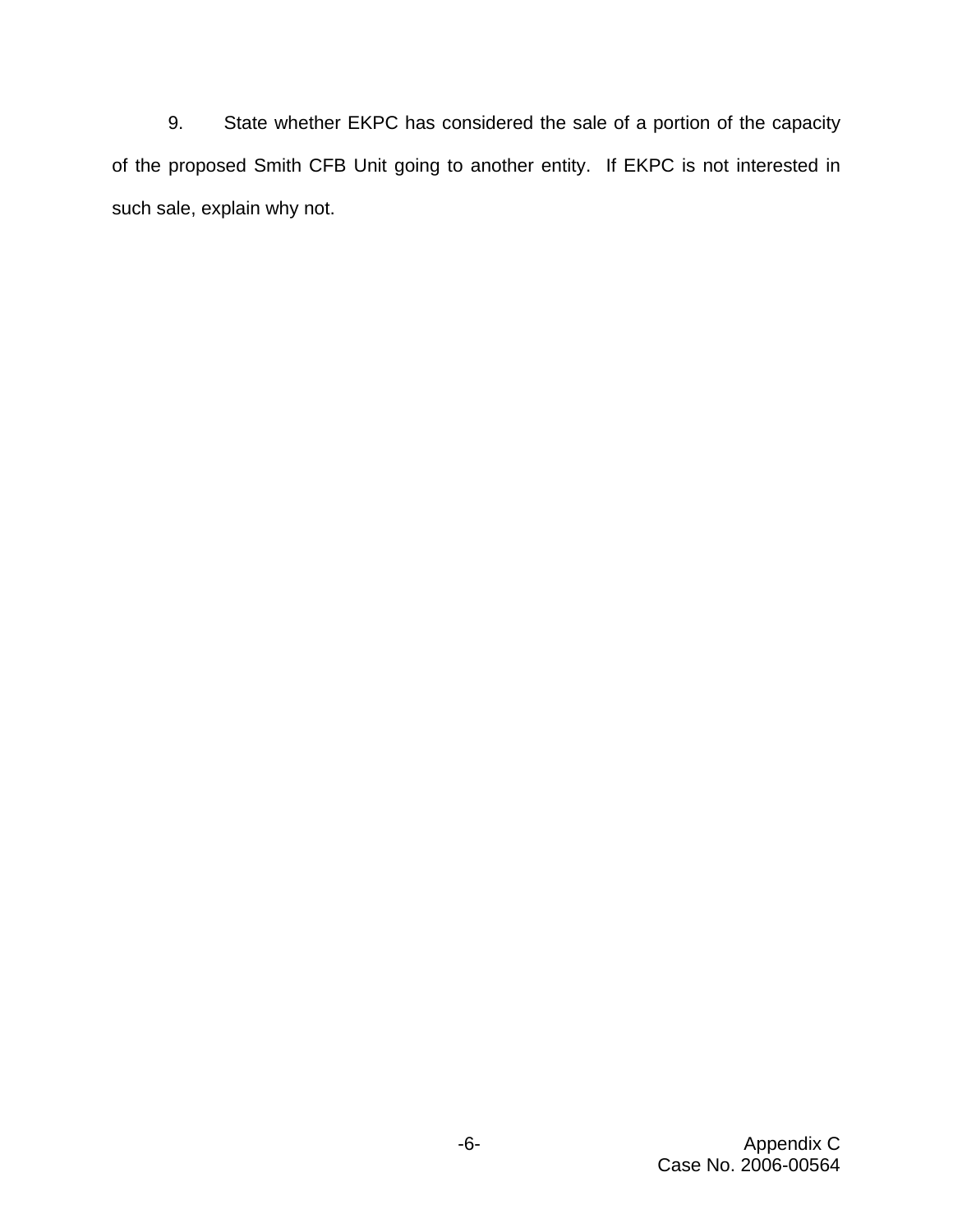9. State whether EKPC has considered the sale of a portion of the capacity of the proposed Smith CFB Unit going to another entity. If EKPC is not interested in such sale, explain why not.